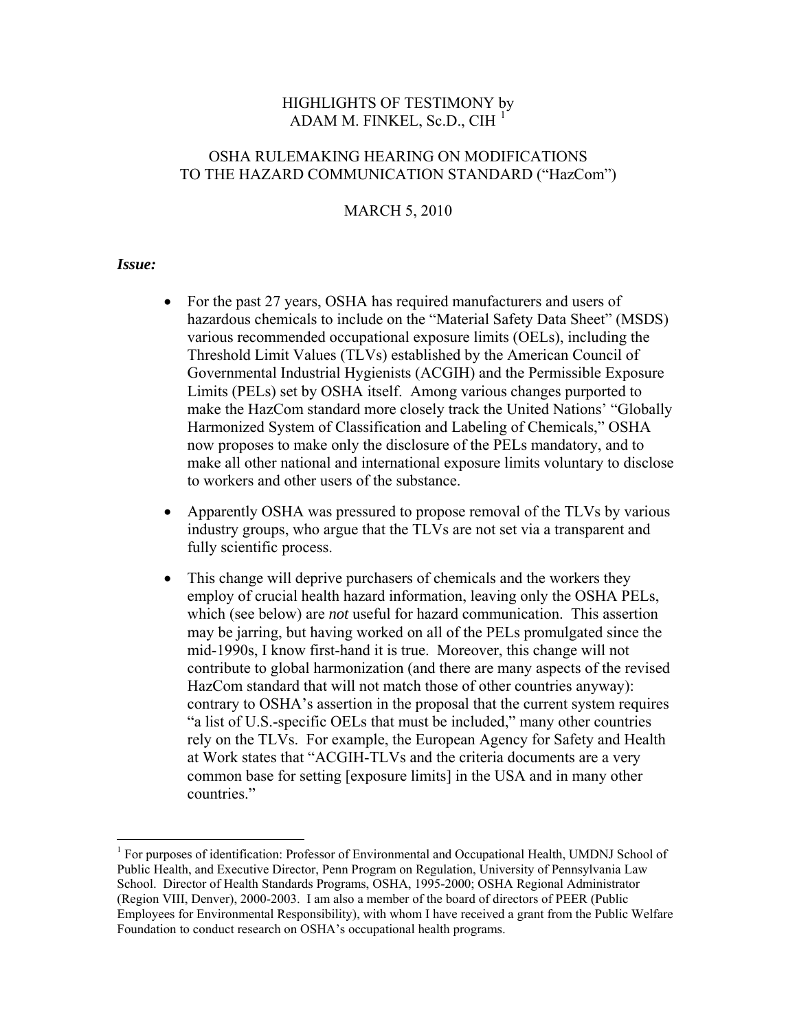HIGHLIGHTS OF TESTIMONY by
ADAM M. FINKEL, Sc.D., CIH [1]

OSHA RULEMAKING HEARING ON MODIFICATIONS
TO THE HAZARD COMMUNICATION STANDARD ("HazCom")

MARCH 5, 2010

***Issue:***

- For the past 27 years, OSHA has required manufacturers and users of hazardous chemicals to include on the "Material Safety Data Sheet" (MSDS) various recommended occupational exposure limits (OELs), including the Threshold Limit Values (TLVs) established by the American Council of Governmental Industrial Hygienists (ACGIH) and the Permissible Exposure Limits (PELs) set by OSHA itself. Among various changes purported to make the HazCom standard more closely track the United Nations' "Globally Harmonized System of Classification and Labeling of Chemicals," OSHA now proposes to make only the disclosure of the PELs mandatory, and to make all other national and international exposure limits voluntary to disclose to workers and other users of the substance.

- Apparently OSHA was pressured to propose removal of the TLVs by various industry groups, who argue that the TLVs are not set via a transparent and fully scientific process.

- This change will deprive purchasers of chemicals and the workers they employ of crucial health hazard information, leaving only the OSHA PELs, which (see below) are *not* useful for hazard communication. This assertion may be jarring, but having worked on all of the PELs promulgated since the mid-1990s, I know first-hand it is true. Moreover, this change will not contribute to global harmonization (and there are many aspects of the revised HazCom standard that will not match those of other countries anyway): contrary to OSHA's assertion in the proposal that the current system requires "a list of U.S.-specific OELs that must be included," many other countries rely on the TLVs. For example, the European Agency for Safety and Health at Work states that "ACGIH-TLVs and the criteria documents are a very common base for setting [exposure limits] in the USA and in many other countries."

---

[1] For purposes of identification: Professor of Environmental and Occupational Health, UMDNJ School of Public Health, and Executive Director, Penn Program on Regulation, University of Pennsylvania Law School. Director of Health Standards Programs, OSHA, 1995-2000; OSHA Regional Administrator (Region VIII, Denver), 2000-2003. I am also a member of the board of directors of PEER (Public Employees for Environmental Responsibility), with whom I have received a grant from the Public Welfare Foundation to conduct research on OSHA's occupational health programs.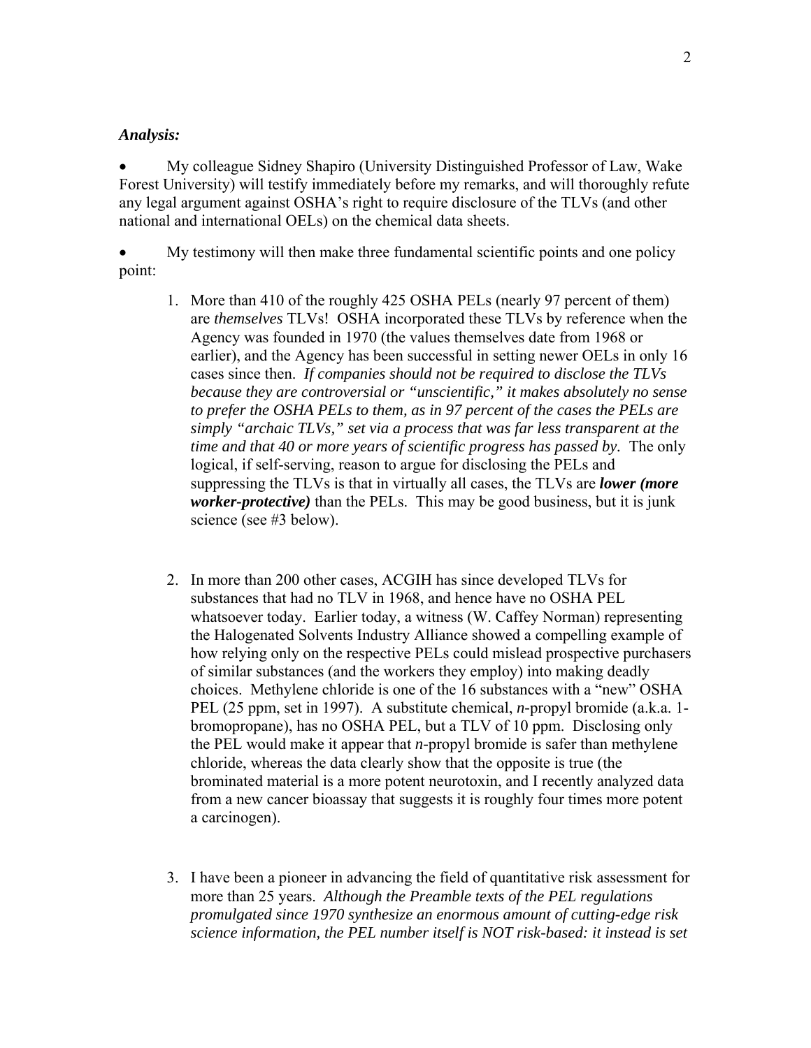***Analysis:***

- My colleague Sidney Shapiro (University Distinguished Professor of Law, Wake Forest University) will testify immediately before my remarks, and will thoroughly refute any legal argument against OSHA's right to require disclosure of the TLVs (and other national and international OELs) on the chemical data sheets.

- My testimony will then make three fundamental scientific points and one policy point:

    1. More than 410 of the roughly 425 OSHA PELs (nearly 97 percent of them) are *themselves* TLVs! OSHA incorporated these TLVs by reference when the Agency was founded in 1970 (the values themselves date from 1968 or earlier), and the Agency has been successful in setting newer OELs in only 16 cases since then. *If companies should not be required to disclose the TLVs because they are controversial or "unscientific," it makes absolutely no sense to prefer the OSHA PELs to them, as in 97 percent of the cases the PELs are simply "archaic TLVs," set via a process that was far less transparent at the time and that 40 or more years of scientific progress has passed by.* The only logical, if self-serving, reason to argue for disclosing the PELs and suppressing the TLVs is that in virtually all cases, the TLVs are ***lower (more worker-protective)*** than the PELs. This may be good business, but it is junk science (see #3 below).

    2. In more than 200 other cases, ACGIH has since developed TLVs for substances that had no TLV in 1968, and hence have no OSHA PEL whatsoever today. Earlier today, a witness (W. Caffey Norman) representing the Halogenated Solvents Industry Alliance showed a compelling example of how relying only on the respective PELs could mislead prospective purchasers of similar substances (and the workers they employ) into making deadly choices. Methylene chloride is one of the 16 substances with a "new" OSHA PEL (25 ppm, set in 1997). A substitute chemical, *n*-propyl bromide (a.k.a. 1-bromopropane), has no OSHA PEL, but a TLV of 10 ppm. Disclosing only the PEL would make it appear that *n*-propyl bromide is safer than methylene chloride, whereas the data clearly show that the opposite is true (the brominated material is a more potent neurotoxin, and I recently analyzed data from a new cancer bioassay that suggests it is roughly four times more potent a carcinogen).

    3. I have been a pioneer in advancing the field of quantitative risk assessment for more than 25 years. *Although the Preamble texts of the PEL regulations promulgated since 1970 synthesize an enormous amount of cutting-edge risk science information, the PEL number itself is NOT risk-based: it instead is set*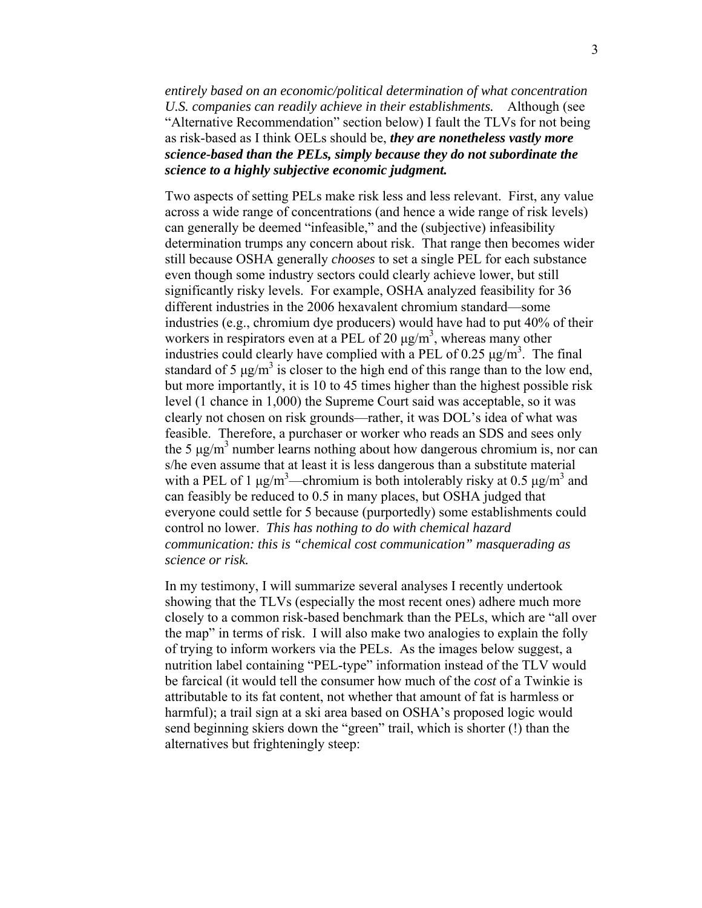*entirely based on an economic/political determination of what concentration U.S. companies can readily achieve in their establishments.* Although (see "Alternative Recommendation" section below) I fault the TLVs for not being as risk-based as I think OELs should be, ***they are nonetheless vastly more science-based than the PELs, simply because they do not subordinate the science to a highly subjective economic judgment.***

Two aspects of setting PELs make risk less and less relevant. First, any value across a wide range of concentrations (and hence a wide range of risk levels) can generally be deemed "infeasible," and the (subjective) infeasibility determination trumps any concern about risk. That range then becomes wider still because OSHA generally *chooses* to set a single PEL for each substance even though some industry sectors could clearly achieve lower, but still significantly risky levels. For example, OSHA analyzed feasibility for 36 different industries in the 2006 hexavalent chromium standard—some industries (e.g., chromium dye producers) would have had to put 40% of their workers in respirators even at a PEL of 20 $\mu g/m^3$, whereas many other industries could clearly have complied with a PEL of 0.25 $\mu g/m^3$. The final standard of 5 $\mu g/m^3$ is closer to the high end of this range than to the low end, but more importantly, it is 10 to 45 times higher than the highest possible risk level (1 chance in 1,000) the Supreme Court said was acceptable, so it was clearly not chosen on risk grounds—rather, it was DOL's idea of what was feasible. Therefore, a purchaser or worker who reads an SDS and sees only the 5 $\mu g/m^3$ number learns nothing about how dangerous chromium is, nor can s/he even assume that at least it is less dangerous than a substitute material with a PEL of 1 $\mu g/m^3$—chromium is both intolerably risky at 0.5 $\mu g/m^3$ and can feasibly be reduced to 0.5 in many places, but OSHA judged that everyone could settle for 5 because (purportedly) some establishments could control no lower. *This has nothing to do with chemical hazard communication: this is "chemical cost communication" masquerading as science or risk.*

In my testimony, I will summarize several analyses I recently undertook showing that the TLVs (especially the most recent ones) adhere much more closely to a common risk-based benchmark than the PELs, which are "all over the map" in terms of risk. I will also make two analogies to explain the folly of trying to inform workers via the PELs. As the images below suggest, a nutrition label containing "PEL-type" information instead of the TLV would be farcical (it would tell the consumer how much of the *cost* of a Twinkie is attributable to its fat content, not whether that amount of fat is harmless or harmful); a trail sign at a ski area based on OSHA's proposed logic would send beginning skiers down the "green" trail, which is shorter (!) than the alternatives but frighteningly steep: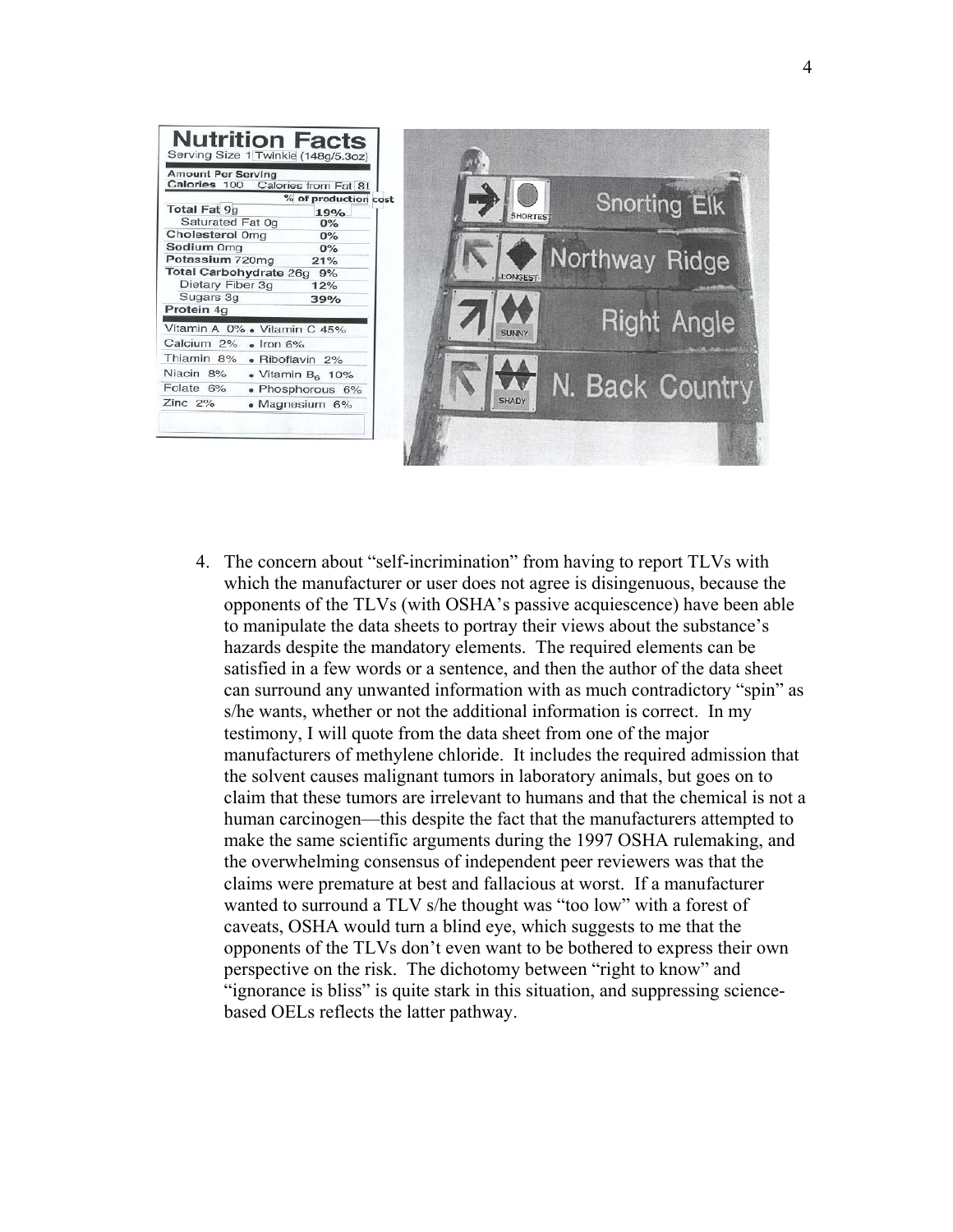4. The concern about "self-incrimination" from having to report TLVs with which the manufacturer or user does not agree is disingenuous, because the opponents of the TLVs (with OSHA's passive acquiescence) have been able to manipulate the data sheets to portray their views about the substance's hazards despite the mandatory elements. The required elements can be satisfied in a few words or a sentence, and then the author of the data sheet can surround any unwanted information with as much contradictory "spin" as s/he wants, whether or not the additional information is correct. In my testimony, I will quote from the data sheet from one of the major manufacturers of methylene chloride. It includes the required admission that the solvent causes malignant tumors in laboratory animals, but goes on to claim that these tumors are irrelevant to humans and that the chemical is not a human carcinogen—this despite the fact that the manufacturers attempted to make the same scientific arguments during the 1997 OSHA rulemaking, and the overwhelming consensus of independent peer reviewers was that the claims were premature at best and fallacious at worst. If a manufacturer wanted to surround a TLV s/he thought was "too low" with a forest of caveats, OSHA would turn a blind eye, which suggests to me that the opponents of the TLVs don't even want to be bothered to express their own perspective on the risk. The dichotomy between "right to know" and "ignorance is bliss" is quite stark in this situation, and suppressing science-based OELs reflects the latter pathway.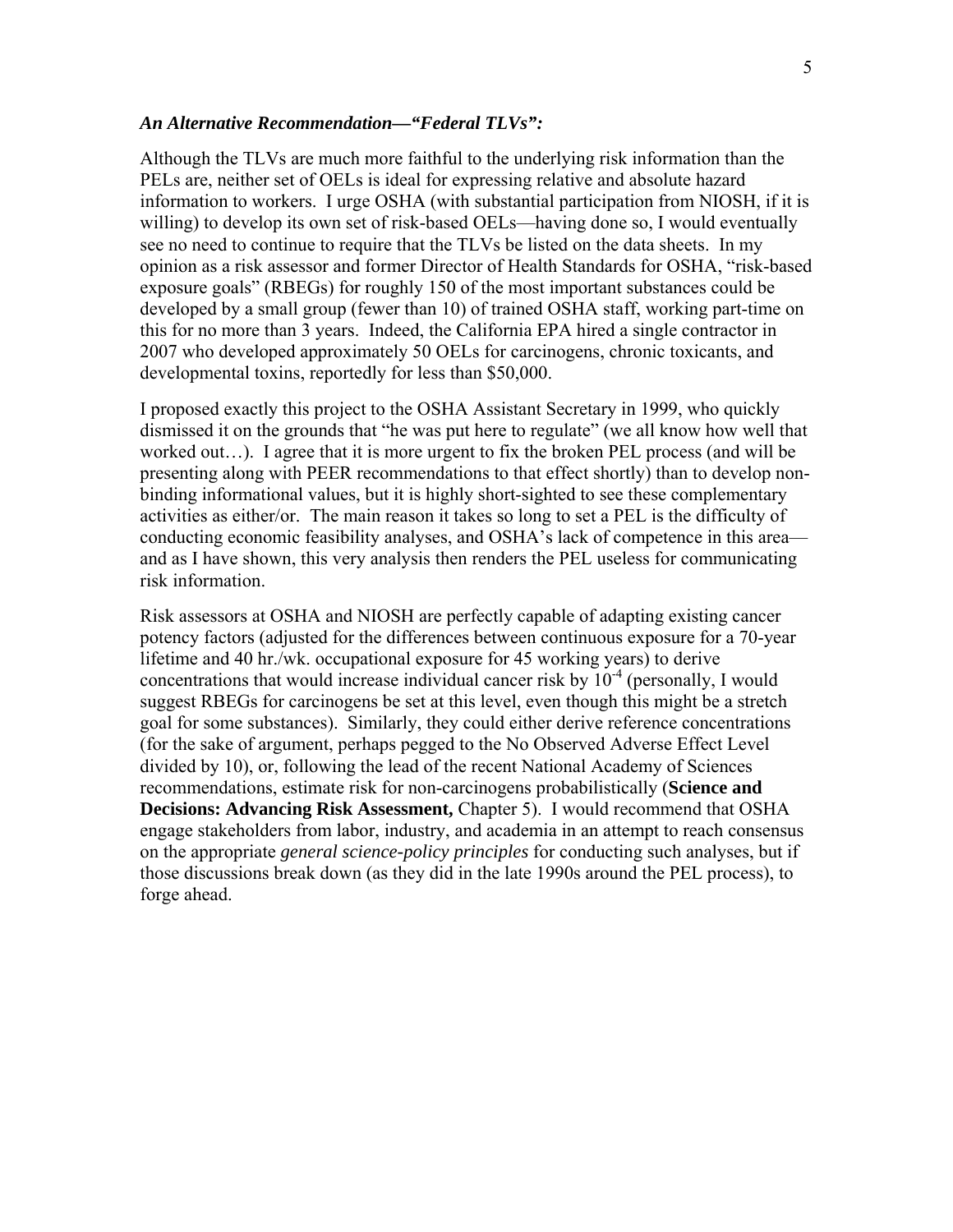***An Alternative Recommendation—"Federal TLVs":***

Although the TLVs are much more faithful to the underlying risk information than the PELs are, neither set of OELs is ideal for expressing relative and absolute hazard information to workers. I urge OSHA (with substantial participation from NIOSH, if it is willing) to develop its own set of risk-based OELs—having done so, I would eventually see no need to continue to require that the TLVs be listed on the data sheets. In my opinion as a risk assessor and former Director of Health Standards for OSHA, "risk-based exposure goals" (RBEGs) for roughly 150 of the most important substances could be developed by a small group (fewer than 10) of trained OSHA staff, working part-time on this for no more than 3 years. Indeed, the California EPA hired a single contractor in 2007 who developed approximately 50 OELs for carcinogens, chronic toxicants, and developmental toxins, reportedly for less than $50,000.

I proposed exactly this project to the OSHA Assistant Secretary in 1999, who quickly dismissed it on the grounds that "he was put here to regulate" (we all know how well that worked out…). I agree that it is more urgent to fix the broken PEL process (and will be presenting along with PEER recommendations to that effect shortly) than to develop non-binding informational values, but it is highly short-sighted to see these complementary activities as either/or. The main reason it takes so long to set a PEL is the difficulty of conducting economic feasibility analyses, and OSHA's lack of competence in this area—and as I have shown, this very analysis then renders the PEL useless for communicating risk information.

Risk assessors at OSHA and NIOSH are perfectly capable of adapting existing cancer potency factors (adjusted for the differences between continuous exposure for a 70-year lifetime and 40 hr./wk. occupational exposure for 45 working years) to derive concentrations that would increase individual cancer risk by $10^{-4}$ (personally, I would suggest RBEGs for carcinogens be set at this level, even though this might be a stretch goal for some substances). Similarly, they could either derive reference concentrations (for the sake of argument, perhaps pegged to the No Observed Adverse Effect Level divided by 10), or, following the lead of the recent National Academy of Sciences recommendations, estimate risk for non-carcinogens probabilistically (**Science and Decisions: Advancing Risk Assessment,** Chapter 5). I would recommend that OSHA engage stakeholders from labor, industry, and academia in an attempt to reach consensus on the appropriate *general science-policy principles* for conducting such analyses, but if those discussions break down (as they did in the late 1990s around the PEL process), to forge ahead.